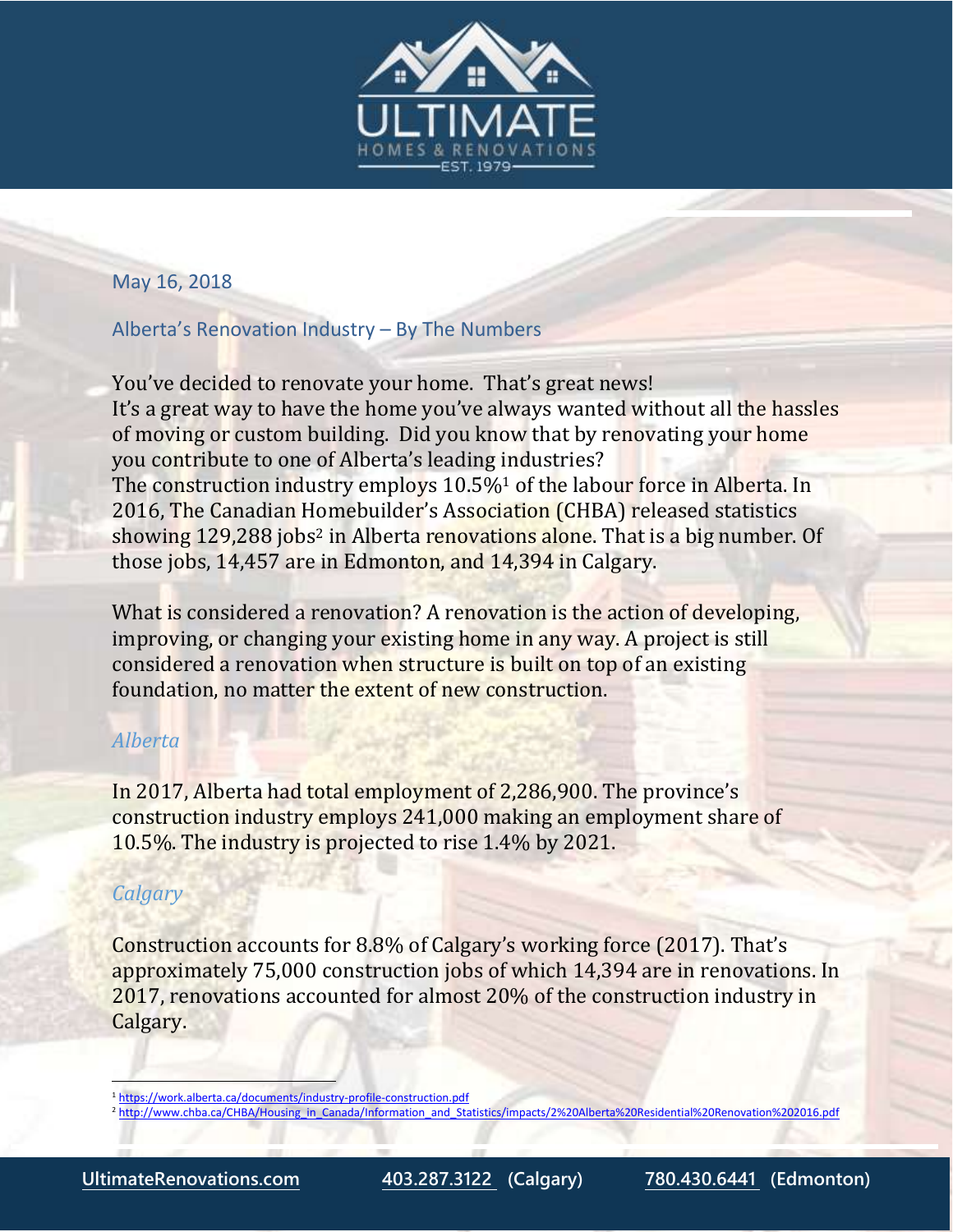May 16, 2018

## Alberta's Renovation Industry – By The Numbers

You've decided to renovate your home. That's great news!
It's a great way to have the home you've always wanted without all the hassles of moving or custom building. Did you know that by renovating your home you contribute to one of Alberta's leading industries?
The construction industry employs 10.5%[1] of the labour force in Alberta. In 2016, The Canadian Homebuilder's Association (CHBA) released statistics showing 129,288 jobs[2] in Alberta renovations alone. That is a big number. Of those jobs, 14,457 are in Edmonton, and 14,394 in Calgary.

What is considered a renovation? A renovation is the action of developing, improving, or changing your existing home in any way. A project is still considered a renovation when structure is built on top of an existing foundation, no matter the extent of new construction.

### *Alberta*

In 2017, Alberta had total employment of 2,286,900. The province's construction industry employs 241,000 making an employment share of 10.5%. The industry is projected to rise 1.4% by 2021.

### *Calgary*

Construction accounts for 8.8% of Calgary's working force (2017). That's approximately 75,000 construction jobs of which 14,394 are in renovations. In 2017, renovations accounted for almost 20% of the construction industry in Calgary.

---

[1] https://work.alberta.ca/documents/industry-profile-construction.pdf
[2] http://www.chba.ca/CHBA/Housing_in_Canada/Information_and_Statistics/impacts/2%20Alberta%20Residential%20Renovation%202016.pdf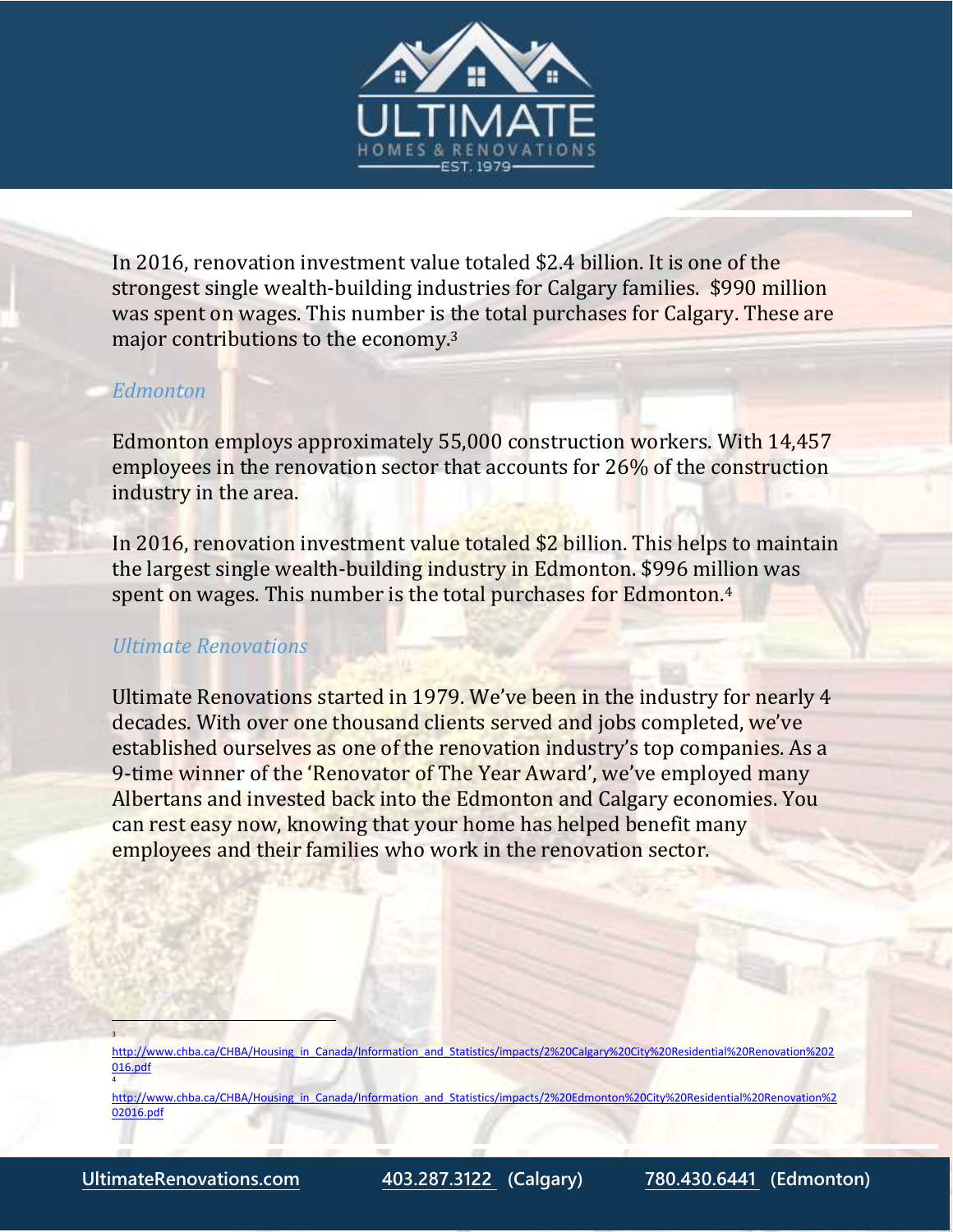In 2016, renovation investment value totaled $2.4 billion. It is one of the strongest single wealth-building industries for Calgary families. $990 million was spent on wages. This number is the total purchases for Calgary. These are major contributions to the economy.[3]

### *Edmonton*

Edmonton employs approximately 55,000 construction workers. With 14,457 employees in the renovation sector that accounts for 26% of the construction industry in the area.

In 2016, renovation investment value totaled $2 billion. This helps to maintain the largest single wealth-building industry in Edmonton. $996 million was spent on wages. This number is the total purchases for Edmonton.[4]

### *Ultimate Renovations*

Ultimate Renovations started in 1979. We've been in the industry for nearly 4 decades. With over one thousand clients served and jobs completed, we've established ourselves as one of the renovation industry's top companies. As a 9-time winner of the 'Renovator of The Year Award', we've employed many Albertans and invested back into the Edmonton and Calgary economies. You can rest easy now, knowing that your home has helped benefit many employees and their families who work in the renovation sector.

---

[3] http://www.chba.ca/CHBA/Housing_in_Canada/Information_and_Statistics/impacts/2%20Calgary%20City%20Residential%20Renovation%202016.pdf

[4] http://www.chba.ca/CHBA/Housing_in_Canada/Information_and_Statistics/impacts/2%20Edmonton%20City%20Residential%20Renovation%202016.pdf